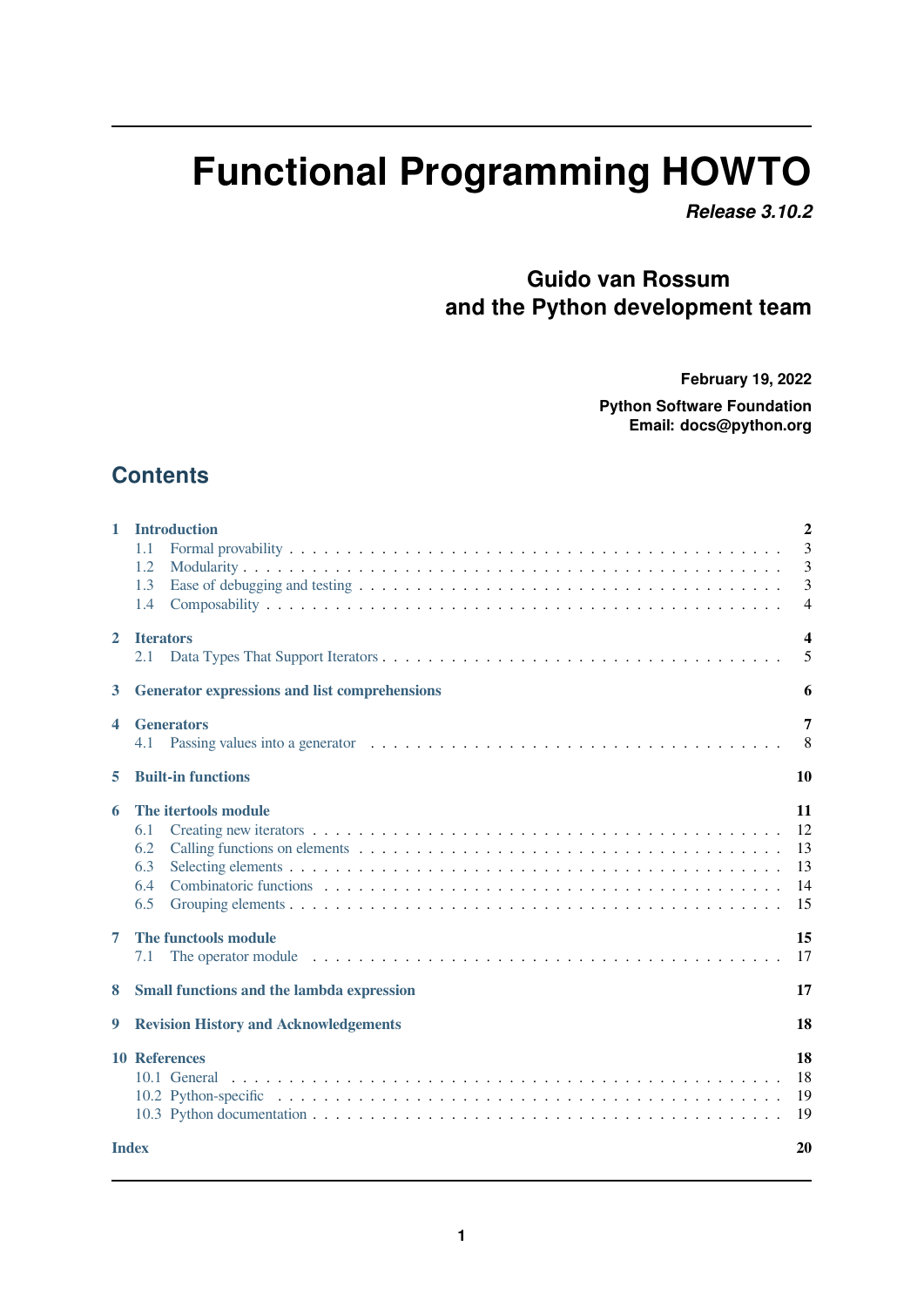# Functional Programming HOWTO

***Release 3.10.2***

**Guido van Rossum**
**and the Python development team**

**February 19, 2022**

**Python Software Foundation**
**Email: docs@python.org**

## Contents

**1 Introduction** — **2**
- 1.1 Formal provability . . . 3
- 1.2 Modularity . . . 3
- 1.3 Ease of debugging and testing . . . 3
- 1.4 Composability . . . 4

**2 Iterators** — **4**
- 2.1 Data Types That Support Iterators . . . 5

**3 Generator expressions and list comprehensions** — **6**

**4 Generators** — **7**
- 4.1 Passing values into a generator . . . 8

**5 Built-in functions** — **10**

**6 The itertools module** — **11**
- 6.1 Creating new iterators . . . 12
- 6.2 Calling functions on elements . . . 13
- 6.3 Selecting elements . . . 13
- 6.4 Combinatoric functions . . . 14
- 6.5 Grouping elements . . . 15

**7 The functools module** — **15**
- 7.1 The operator module . . . 17

**8 Small functions and the lambda expression** — **17**

**9 Revision History and Acknowledgements** — **18**

**10 References** — **18**
- 10.1 General . . . 18
- 10.2 Python-specific . . . 19
- 10.3 Python documentation . . . 19

**Index** — **20**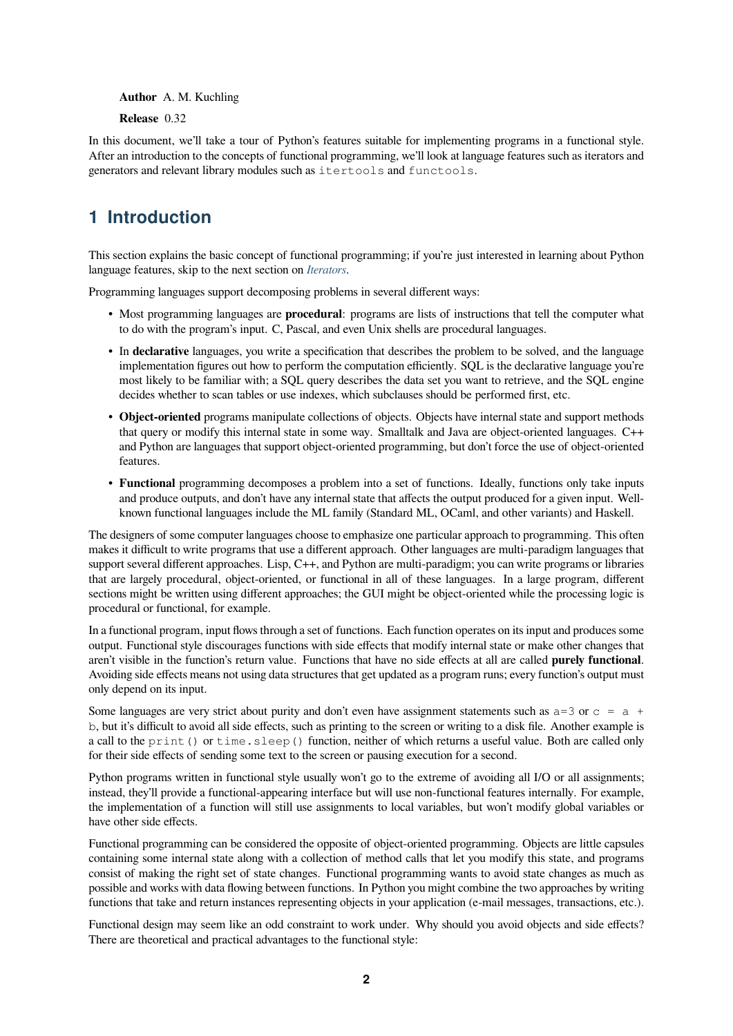**Author** A. M. Kuchling

**Release** 0.32

In this document, we'll take a tour of Python's features suitable for implementing programs in a functional style. After an introduction to the concepts of functional programming, we'll look at language features such as iterators and generators and relevant library modules such as `itertools` and `functools`.

# 1 Introduction

This section explains the basic concept of functional programming; if you're just interested in learning about Python language features, skip to the next section on *Iterators*.

Programming languages support decomposing problems in several different ways:

- Most programming languages are **procedural**: programs are lists of instructions that tell the computer what to do with the program's input. C, Pascal, and even Unix shells are procedural languages.
- In **declarative** languages, you write a specification that describes the problem to be solved, and the language implementation figures out how to perform the computation efficiently. SQL is the declarative language you're most likely to be familiar with; a SQL query describes the data set you want to retrieve, and the SQL engine decides whether to scan tables or use indexes, which subclauses should be performed first, etc.
- **Object-oriented** programs manipulate collections of objects. Objects have internal state and support methods that query or modify this internal state in some way. Smalltalk and Java are object-oriented languages. C++ and Python are languages that support object-oriented programming, but don't force the use of object-oriented features.
- **Functional** programming decomposes a problem into a set of functions. Ideally, functions only take inputs and produce outputs, and don't have any internal state that affects the output produced for a given input. Well-known functional languages include the ML family (Standard ML, OCaml, and other variants) and Haskell.

The designers of some computer languages choose to emphasize one particular approach to programming. This often makes it difficult to write programs that use a different approach. Other languages are multi-paradigm languages that support several different approaches. Lisp, C++, and Python are multi-paradigm; you can write programs or libraries that are largely procedural, object-oriented, or functional in all of these languages. In a large program, different sections might be written using different approaches; the GUI might be object-oriented while the processing logic is procedural or functional, for example.

In a functional program, input flows through a set of functions. Each function operates on its input and produces some output. Functional style discourages functions with side effects that modify internal state or make other changes that aren't visible in the function's return value. Functions that have no side effects at all are called **purely functional**. Avoiding side effects means not using data structures that get updated as a program runs; every function's output must only depend on its input.

Some languages are very strict about purity and don't even have assignment statements such as `a=3` or `c = a + b`, but it's difficult to avoid all side effects, such as printing to the screen or writing to a disk file. Another example is a call to the `print()` or `time.sleep()` function, neither of which returns a useful value. Both are called only for their side effects of sending some text to the screen or pausing execution for a second.

Python programs written in functional style usually won't go to the extreme of avoiding all I/O or all assignments; instead, they'll provide a functional-appearing interface but will use non-functional features internally. For example, the implementation of a function will still use assignments to local variables, but won't modify global variables or have other side effects.

Functional programming can be considered the opposite of object-oriented programming. Objects are little capsules containing some internal state along with a collection of method calls that let you modify this state, and programs consist of making the right set of state changes. Functional programming wants to avoid state changes as much as possible and works with data flowing between functions. In Python you might combine the two approaches by writing functions that take and return instances representing objects in your application (e-mail messages, transactions, etc.).

Functional design may seem like an odd constraint to work under. Why should you avoid objects and side effects? There are theoretical and practical advantages to the functional style: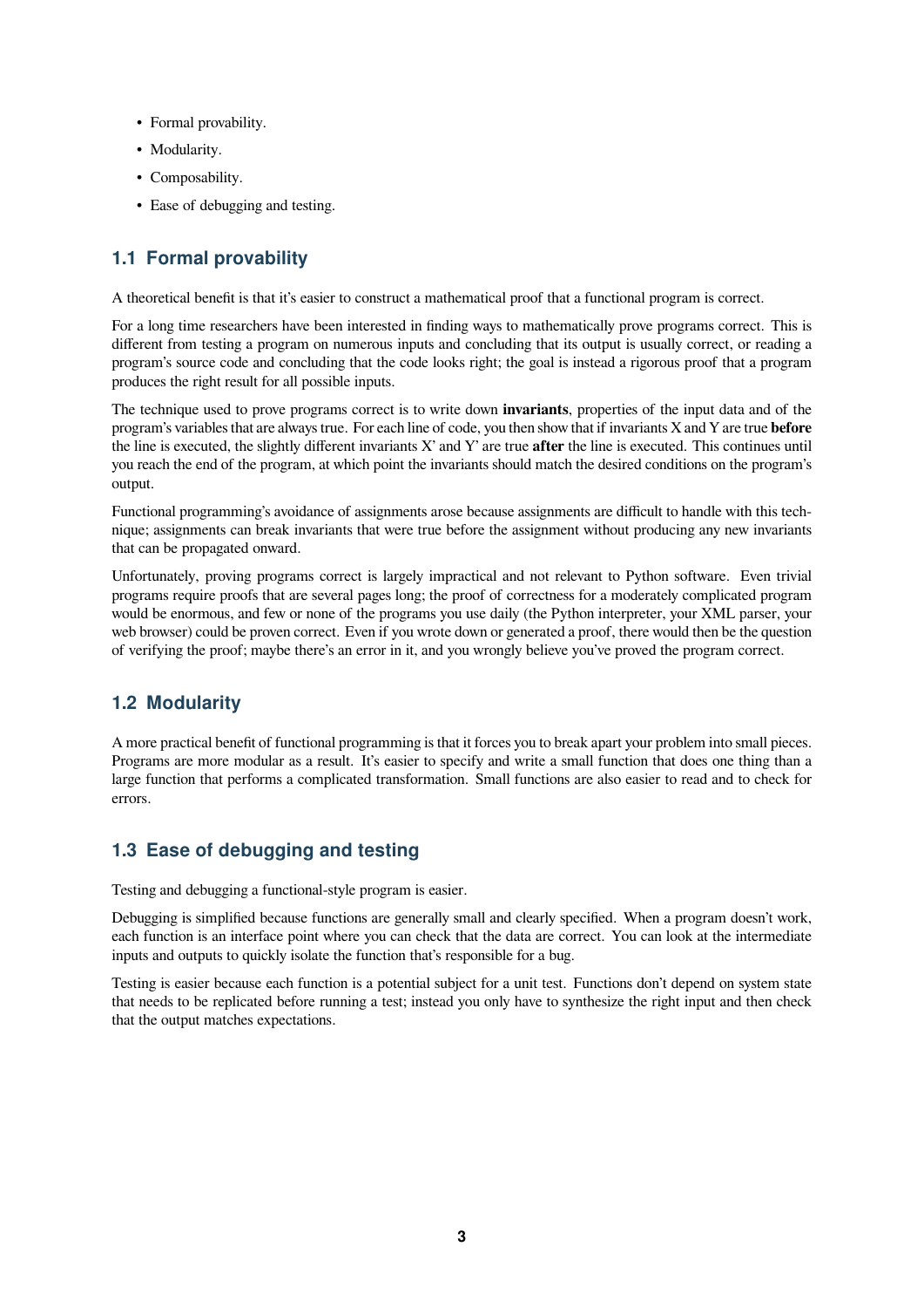- Formal provability.
- Modularity.
- Composability.
- Ease of debugging and testing.

## 1.1 Formal provability

A theoretical benefit is that it's easier to construct a mathematical proof that a functional program is correct.

For a long time researchers have been interested in finding ways to mathematically prove programs correct. This is different from testing a program on numerous inputs and concluding that its output is usually correct, or reading a program's source code and concluding that the code looks right; the goal is instead a rigorous proof that a program produces the right result for all possible inputs.

The technique used to prove programs correct is to write down **invariants**, properties of the input data and of the program's variables that are always true. For each line of code, you then show that if invariants X and Y are true **before** the line is executed, the slightly different invariants X' and Y' are true **after** the line is executed. This continues until you reach the end of the program, at which point the invariants should match the desired conditions on the program's output.

Functional programming's avoidance of assignments arose because assignments are difficult to handle with this technique; assignments can break invariants that were true before the assignment without producing any new invariants that can be propagated onward.

Unfortunately, proving programs correct is largely impractical and not relevant to Python software. Even trivial programs require proofs that are several pages long; the proof of correctness for a moderately complicated program would be enormous, and few or none of the programs you use daily (the Python interpreter, your XML parser, your web browser) could be proven correct. Even if you wrote down or generated a proof, there would then be the question of verifying the proof; maybe there's an error in it, and you wrongly believe you've proved the program correct.

## 1.2 Modularity

A more practical benefit of functional programming is that it forces you to break apart your problem into small pieces. Programs are more modular as a result. It's easier to specify and write a small function that does one thing than a large function that performs a complicated transformation. Small functions are also easier to read and to check for errors.

## 1.3 Ease of debugging and testing

Testing and debugging a functional-style program is easier.

Debugging is simplified because functions are generally small and clearly specified. When a program doesn't work, each function is an interface point where you can check that the data are correct. You can look at the intermediate inputs and outputs to quickly isolate the function that's responsible for a bug.

Testing is easier because each function is a potential subject for a unit test. Functions don't depend on system state that needs to be replicated before running a test; instead you only have to synthesize the right input and then check that the output matches expectations.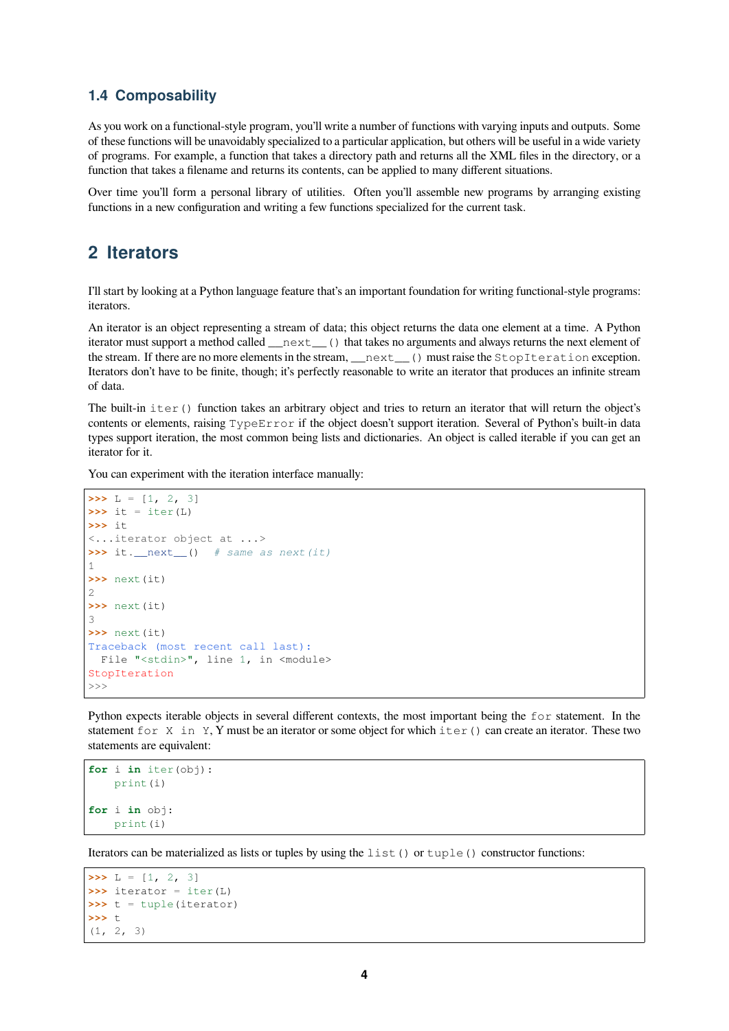### 1.4 Composability

As you work on a functional-style program, you'll write a number of functions with varying inputs and outputs. Some of these functions will be unavoidably specialized to a particular application, but others will be useful in a wide variety of programs. For example, a function that takes a directory path and returns all the XML files in the directory, or a function that takes a filename and returns its contents, can be applied to many different situations.

Over time you'll form a personal library of utilities. Often you'll assemble new programs by arranging existing functions in a new configuration and writing a few functions specialized for the current task.

## 2 Iterators

I'll start by looking at a Python language feature that's an important foundation for writing functional-style programs: iterators.

An iterator is an object representing a stream of data; this object returns the data one element at a time. A Python iterator must support a method called `__next__()` that takes no arguments and always returns the next element of the stream. If there are no more elements in the stream, `__next__()` must raise the `StopIteration` exception. Iterators don't have to be finite, though; it's perfectly reasonable to write an iterator that produces an infinite stream of data.

The built-in `iter()` function takes an arbitrary object and tries to return an iterator that will return the object's contents or elements, raising `TypeError` if the object doesn't support iteration. Several of Python's built-in data types support iteration, the most common being lists and dictionaries. An object is called iterable if you can get an iterator for it.

You can experiment with the iteration interface manually:

```
>>> L = [1, 2, 3]
>>> it = iter(L)
>>> it
<...iterator object at ...>
>>> it.__next__()  # same as next(it)
1
>>> next(it)
2
>>> next(it)
3
>>> next(it)
Traceback (most recent call last):
  File "<stdin>", line 1, in <module>
StopIteration
>>>
```

Python expects iterable objects in several different contexts, the most important being the `for` statement. In the statement `for X in Y`, Y must be an iterator or some object for which `iter()` can create an iterator. These two statements are equivalent:

```
for i in iter(obj):
    print(i)

for i in obj:
    print(i)
```

Iterators can be materialized as lists or tuples by using the `list()` or `tuple()` constructor functions:

```
>>> L = [1, 2, 3]
>>> iterator = iter(L)
>>> t = tuple(iterator)
>>> t
(1, 2, 3)
```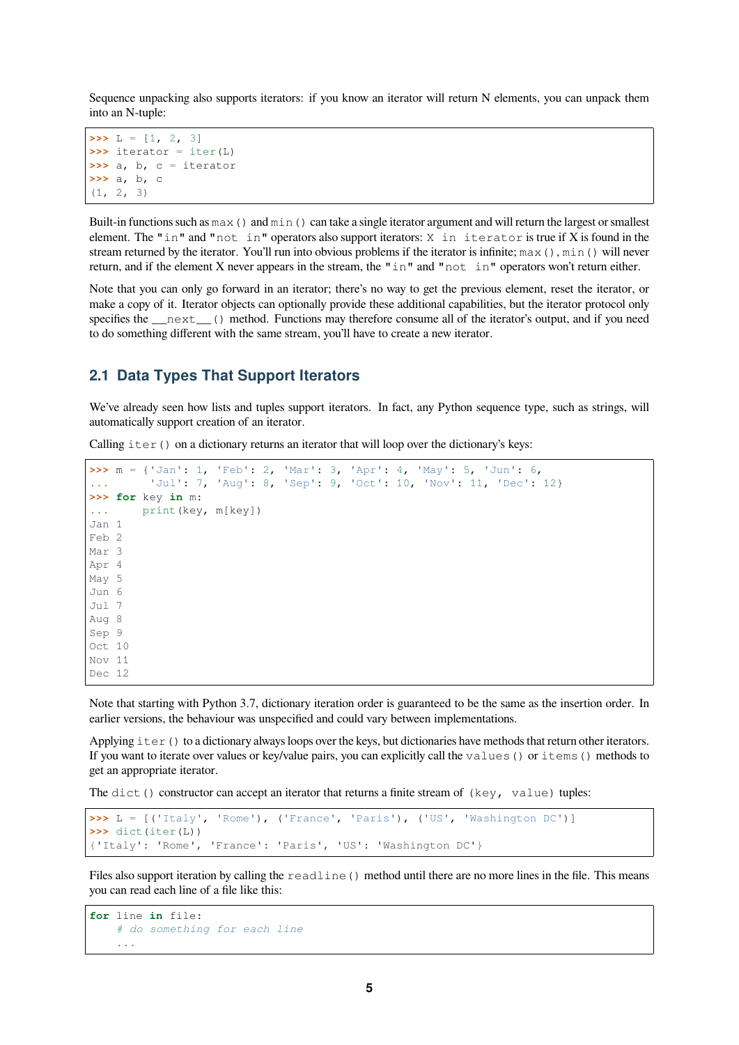Sequence unpacking also supports iterators: if you know an iterator will return N elements, you can unpack them into an N-tuple:

```
>>> L = [1, 2, 3]
>>> iterator = iter(L)
>>> a, b, c = iterator
>>> a, b, c
(1, 2, 3)
```

Built-in functions such as `max()` and `min()` can take a single iterator argument and will return the largest or smallest element. The `"in"` and `"not in"` operators also support iterators: `X in iterator` is true if X is found in the stream returned by the iterator. You'll run into obvious problems if the iterator is infinite; `max()`, `min()` will never return, and if the element X never appears in the stream, the `"in"` and `"not in"` operators won't return either.

Note that you can only go forward in an iterator; there's no way to get the previous element, reset the iterator, or make a copy of it. Iterator objects can optionally provide these additional capabilities, but the iterator protocol only specifies the `__next__()` method. Functions may therefore consume all of the iterator's output, and if you need to do something different with the same stream, you'll have to create a new iterator.

## 2.1 Data Types That Support Iterators

We've already seen how lists and tuples support iterators. In fact, any Python sequence type, such as strings, will automatically support creation of an iterator.

Calling `iter()` on a dictionary returns an iterator that will loop over the dictionary's keys:

```
>>> m = {'Jan': 1, 'Feb': 2, 'Mar': 3, 'Apr': 4, 'May': 5, 'Jun': 6,
...      'Jul': 7, 'Aug': 8, 'Sep': 9, 'Oct': 10, 'Nov': 11, 'Dec': 12}
>>> for key in m:
...     print(key, m[key])
Jan 1
Feb 2
Mar 3
Apr 4
May 5
Jun 6
Jul 7
Aug 8
Sep 9
Oct 10
Nov 11
Dec 12
```

Note that starting with Python 3.7, dictionary iteration order is guaranteed to be the same as the insertion order. In earlier versions, the behaviour was unspecified and could vary between implementations.

Applying `iter()` to a dictionary always loops over the keys, but dictionaries have methods that return other iterators. If you want to iterate over values or key/value pairs, you can explicitly call the `values()` or `items()` methods to get an appropriate iterator.

The `dict()` constructor can accept an iterator that returns a finite stream of `(key, value)` tuples:

```
>>> L = [('Italy', 'Rome'), ('France', 'Paris'), ('US', 'Washington DC')]
>>> dict(iter(L))
{'Italy': 'Rome', 'France': 'Paris', 'US': 'Washington DC'}
```

Files also support iteration by calling the `readline()` method until there are no more lines in the file. This means you can read each line of a file like this:

```
for line in file:
    # do something for each line
    ...
```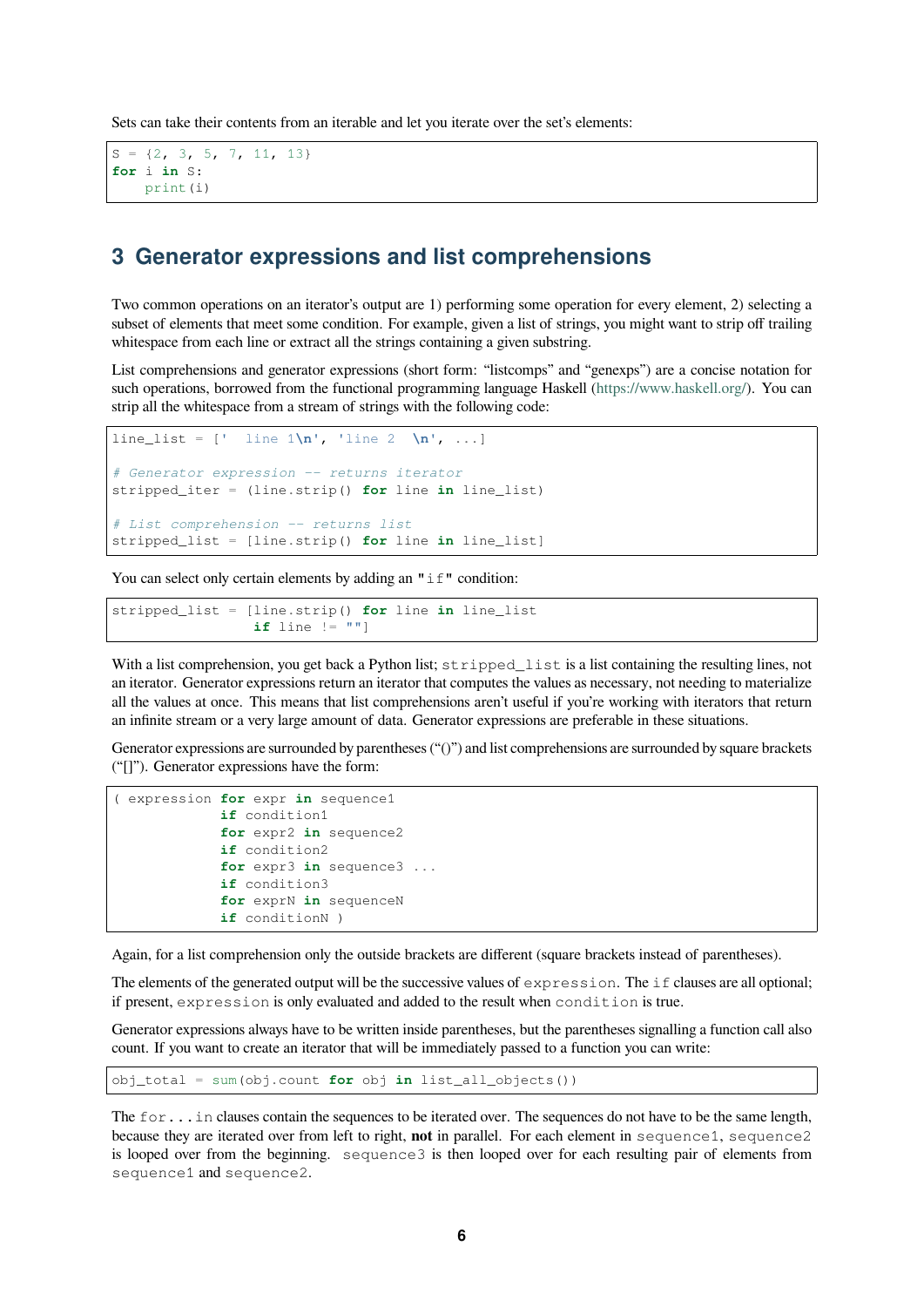Sets can take their contents from an iterable and let you iterate over the set's elements:

```
S = {2, 3, 5, 7, 11, 13}
for i in S:
    print(i)
```

## 3 Generator expressions and list comprehensions

Two common operations on an iterator's output are 1) performing some operation for every element, 2) selecting a subset of elements that meet some condition. For example, given a list of strings, you might want to strip off trailing whitespace from each line or extract all the strings containing a given substring.

List comprehensions and generator expressions (short form: "listcomps" and "genexps") are a concise notation for such operations, borrowed from the functional programming language Haskell (https://www.haskell.org/). You can strip all the whitespace from a stream of strings with the following code:

```
line_list = ['  line 1\n', 'line 2  \n', ...]

# Generator expression -- returns iterator
stripped_iter = (line.strip() for line in line_list)

# List comprehension -- returns list
stripped_list = [line.strip() for line in line_list]
```

You can select only certain elements by adding an "`if`" condition:

```
stripped_list = [line.strip() for line in line_list
                 if line != ""]
```

With a list comprehension, you get back a Python list; `stripped_list` is a list containing the resulting lines, not an iterator. Generator expressions return an iterator that computes the values as necessary, not needing to materialize all the values at once. This means that list comprehensions aren't useful if you're working with iterators that return an infinite stream or a very large amount of data. Generator expressions are preferable in these situations.

Generator expressions are surrounded by parentheses ("()") and list comprehensions are surrounded by square brackets ("[]"). Generator expressions have the form:

```
( expression for expr in sequence1
             if condition1
             for expr2 in sequence2
             if condition2
             for expr3 in sequence3 ...
             if condition3
             for exprN in sequenceN
             if conditionN )
```

Again, for a list comprehension only the outside brackets are different (square brackets instead of parentheses).

The elements of the generated output will be the successive values of `expression`. The `if` clauses are all optional; if present, `expression` is only evaluated and added to the result when `condition` is true.

Generator expressions always have to be written inside parentheses, but the parentheses signalling a function call also count. If you want to create an iterator that will be immediately passed to a function you can write:

```
obj_total = sum(obj.count for obj in list_all_objects())
```

The `for...in` clauses contain the sequences to be iterated over. The sequences do not have to be the same length, because they are iterated over from left to right, **not** in parallel. For each element in `sequence1`, `sequence2` is looped over from the beginning. `sequence3` is then looped over for each resulting pair of elements from `sequence1` and `sequence2`.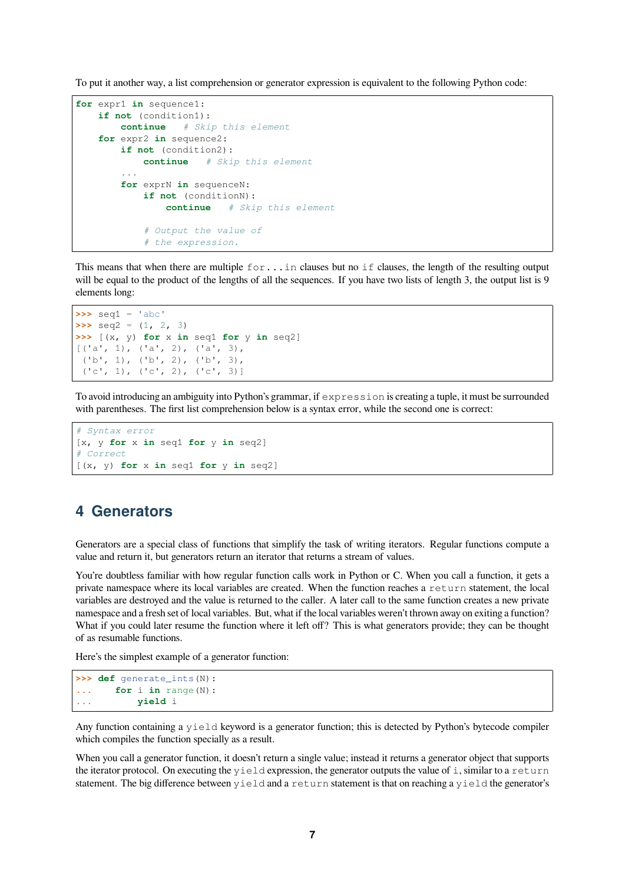To put it another way, a list comprehension or generator expression is equivalent to the following Python code:

```
for expr1 in sequence1:
    if not (condition1):
        continue   # Skip this element
    for expr2 in sequence2:
        if not (condition2):
            continue   # Skip this element
        ...
        for exprN in sequenceN:
            if not (conditionN):
                continue   # Skip this element

            # Output the value of
            # the expression.
```

This means that when there are multiple `for...in` clauses but no `if` clauses, the length of the resulting output will be equal to the product of the lengths of all the sequences. If you have two lists of length 3, the output list is 9 elements long:

```
>>> seq1 = 'abc'
>>> seq2 = (1, 2, 3)
>>> [(x, y) for x in seq1 for y in seq2]
[('a', 1), ('a', 2), ('a', 3),
 ('b', 1), ('b', 2), ('b', 3),
 ('c', 1), ('c', 2), ('c', 3)]
```

To avoid introducing an ambiguity into Python's grammar, if `expression` is creating a tuple, it must be surrounded with parentheses. The first list comprehension below is a syntax error, while the second one is correct:

```
# Syntax error
[x, y for x in seq1 for y in seq2]
# Correct
[(x, y) for x in seq1 for y in seq2]
```

## 4 Generators

Generators are a special class of functions that simplify the task of writing iterators. Regular functions compute a value and return it, but generators return an iterator that returns a stream of values.

You're doubtless familiar with how regular function calls work in Python or C. When you call a function, it gets a private namespace where its local variables are created. When the function reaches a `return` statement, the local variables are destroyed and the value is returned to the caller. A later call to the same function creates a new private namespace and a fresh set of local variables. But, what if the local variables weren't thrown away on exiting a function? What if you could later resume the function where it left off? This is what generators provide; they can be thought of as resumable functions.

Here's the simplest example of a generator function:

```
>>> def generate_ints(N):
...     for i in range(N):
...         yield i
```

Any function containing a `yield` keyword is a generator function; this is detected by Python's bytecode compiler which compiles the function specially as a result.

When you call a generator function, it doesn't return a single value; instead it returns a generator object that supports the iterator protocol. On executing the `yield` expression, the generator outputs the value of `i`, similar to a `return` statement. The big difference between `yield` and a `return` statement is that on reaching a `yield` the generator's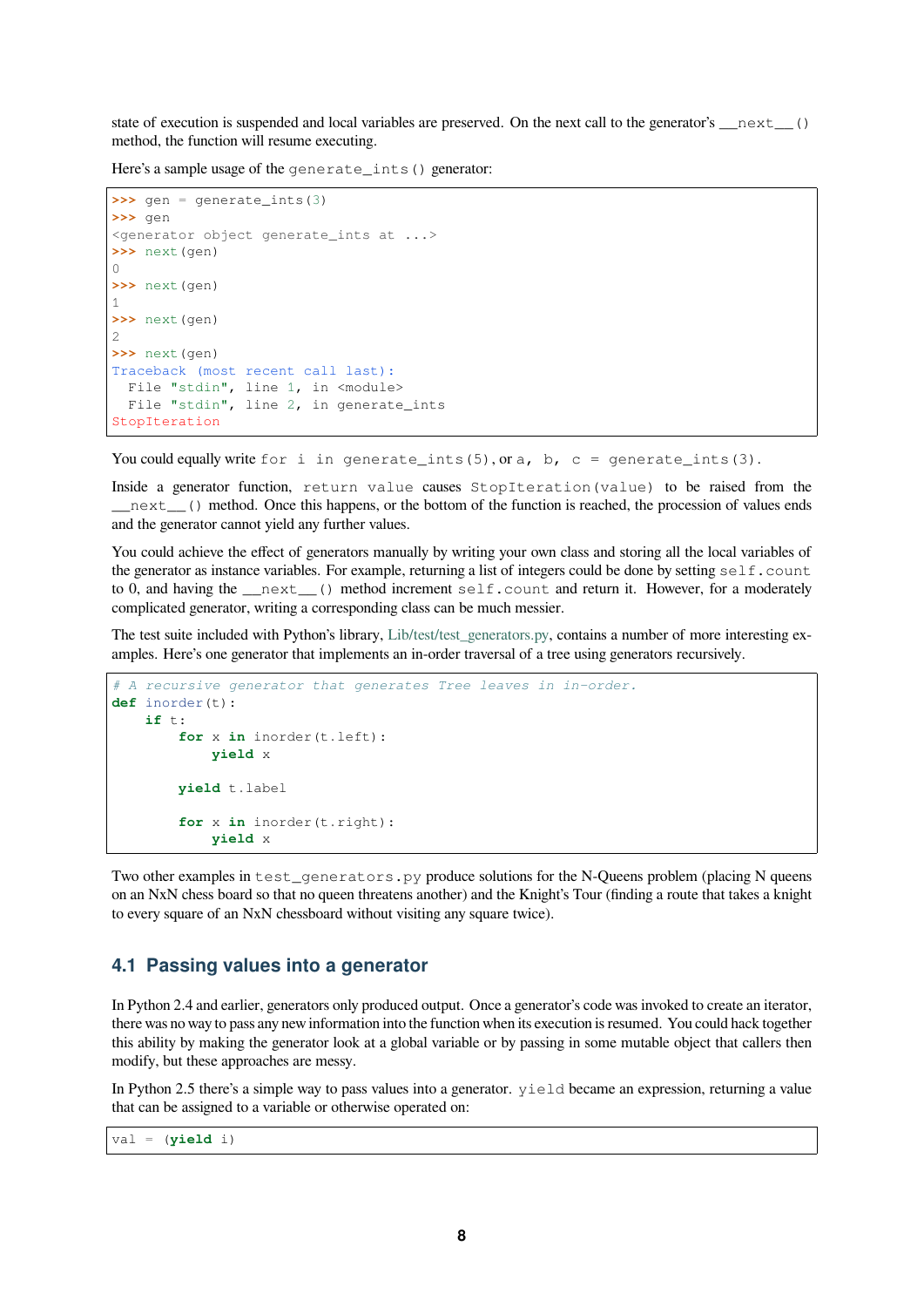state of execution is suspended and local variables are preserved. On the next call to the generator's `__next__()` method, the function will resume executing.

Here's a sample usage of the `generate_ints()` generator:

```
>>> gen = generate_ints(3)
>>> gen
<generator object generate_ints at ...>
>>> next(gen)
0
>>> next(gen)
1
>>> next(gen)
2
>>> next(gen)
Traceback (most recent call last):
  File "stdin", line 1, in <module>
  File "stdin", line 2, in generate_ints
StopIteration
```

You could equally write `for i in generate_ints(5)`, or `a, b, c = generate_ints(3)`.

Inside a generator function, `return value` causes `StopIteration(value)` to be raised from the `__next__()` method. Once this happens, or the bottom of the function is reached, the procession of values ends and the generator cannot yield any further values.

You could achieve the effect of generators manually by writing your own class and storing all the local variables of the generator as instance variables. For example, returning a list of integers could be done by setting `self.count` to 0, and having the `__next__()` method increment `self.count` and return it. However, for a moderately complicated generator, writing a corresponding class can be much messier.

The test suite included with Python's library, Lib/test/test_generators.py, contains a number of more interesting examples. Here's one generator that implements an in-order traversal of a tree using generators recursively.

```
# A recursive generator that generates Tree leaves in in-order.
def inorder(t):
    if t:
        for x in inorder(t.left):
            yield x

        yield t.label

        for x in inorder(t.right):
            yield x
```

Two other examples in `test_generators.py` produce solutions for the N-Queens problem (placing N queens on an NxN chess board so that no queen threatens another) and the Knight's Tour (finding a route that takes a knight to every square of an NxN chessboard without visiting any square twice).

## 4.1 Passing values into a generator

In Python 2.4 and earlier, generators only produced output. Once a generator's code was invoked to create an iterator, there was no way to pass any new information into the function when its execution is resumed. You could hack together this ability by making the generator look at a global variable or by passing in some mutable object that callers then modify, but these approaches are messy.

In Python 2.5 there's a simple way to pass values into a generator. `yield` became an expression, returning a value that can be assigned to a variable or otherwise operated on:

```
val = (yield i)
```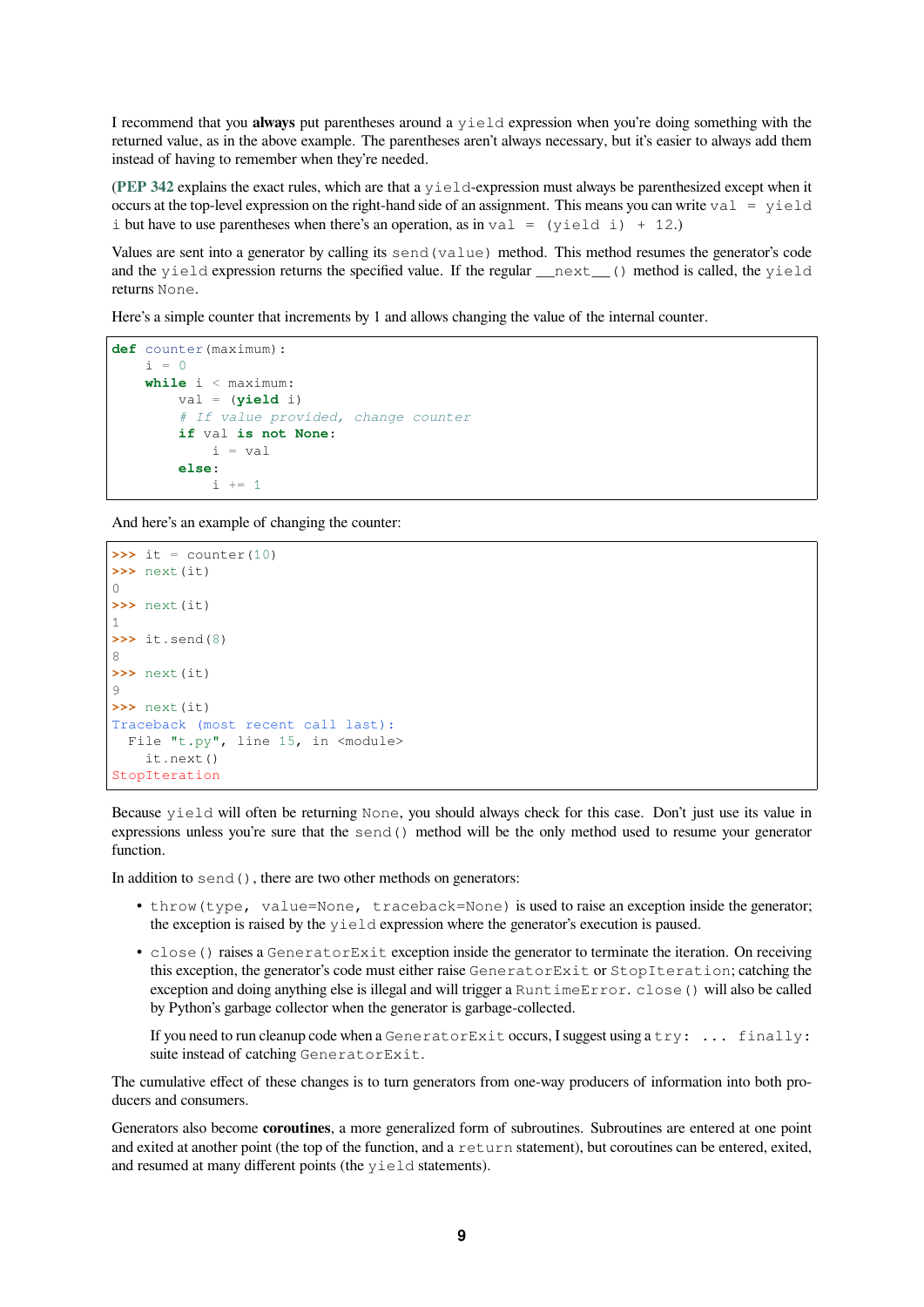I recommend that you **always** put parentheses around a `yield` expression when you're doing something with the returned value, as in the above example. The parentheses aren't always necessary, but it's easier to always add them instead of having to remember when they're needed.

(**PEP 342** explains the exact rules, which are that a `yield`-expression must always be parenthesized except when it occurs at the top-level expression on the right-hand side of an assignment. This means you can write `val = yield i` but have to use parentheses when there's an operation, as in `val = (yield i) + 12`.)

Values are sent into a generator by calling its `send(value)` method. This method resumes the generator's code and the `yield` expression returns the specified value. If the regular `__next__()` method is called, the `yield` returns `None`.

Here's a simple counter that increments by 1 and allows changing the value of the internal counter.

```
def counter(maximum):
    i = 0
    while i < maximum:
        val = (yield i)
        # If value provided, change counter
        if val is not None:
            i = val
        else:
            i += 1
```

And here's an example of changing the counter:

```
>>> it = counter(10)
>>> next(it)
0
>>> next(it)
1
>>> it.send(8)
8
>>> next(it)
9
>>> next(it)
Traceback (most recent call last):
  File "t.py", line 15, in <module>
    it.next()
StopIteration
```

Because `yield` will often be returning `None`, you should always check for this case. Don't just use its value in expressions unless you're sure that the `send()` method will be the only method used to resume your generator function.

In addition to `send()`, there are two other methods on generators:

- `throw(type, value=None, traceback=None)` is used to raise an exception inside the generator; the exception is raised by the `yield` expression where the generator's execution is paused.
- `close()` raises a `GeneratorExit` exception inside the generator to terminate the iteration. On receiving this exception, the generator's code must either raise `GeneratorExit` or `StopIteration`; catching the exception and doing anything else is illegal and will trigger a `RuntimeError`. `close()` will also be called by Python's garbage collector when the generator is garbage-collected.

  If you need to run cleanup code when a `GeneratorExit` occurs, I suggest using a `try: ... finally:` suite instead of catching `GeneratorExit`.

The cumulative effect of these changes is to turn generators from one-way producers of information into both producers and consumers.

Generators also become **coroutines**, a more generalized form of subroutines. Subroutines are entered at one point and exited at another point (the top of the function, and a `return` statement), but coroutines can be entered, exited, and resumed at many different points (the `yield` statements).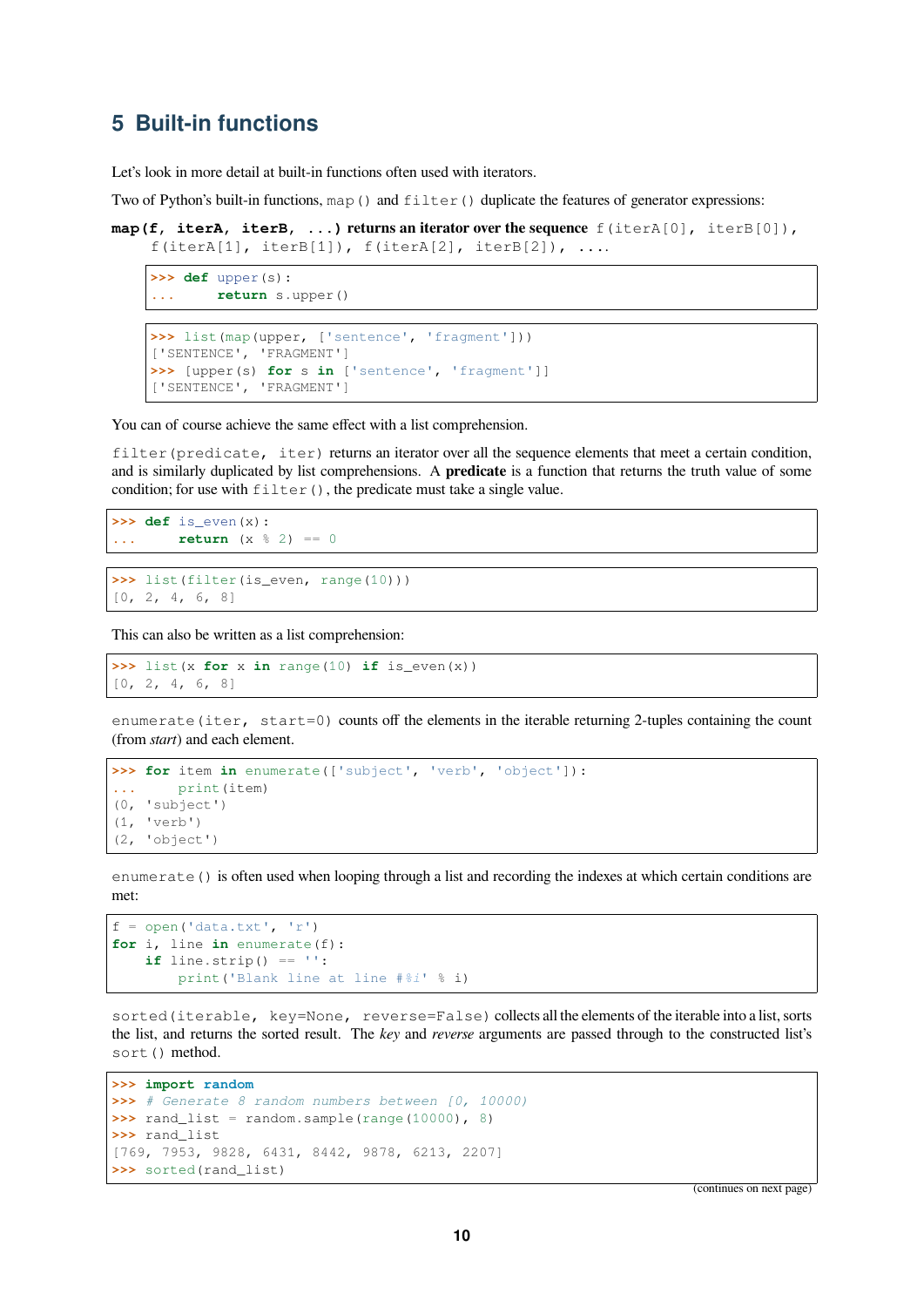# 5 Built-in functions

Let's look in more detail at built-in functions often used with iterators.

Two of Python's built-in functions, `map()` and `filter()` duplicate the features of generator expressions:

**`map(f, iterA, iterB, ...)` returns an iterator over the sequence** `f(iterA[0], iterB[0]), f(iterA[1], iterB[1]), f(iterA[2], iterB[2]), ...`.

```
>>> def upper(s):
...     return s.upper()
```

```
>>> list(map(upper, ['sentence', 'fragment']))
['SENTENCE', 'FRAGMENT']
>>> [upper(s) for s in ['sentence', 'fragment']]
['SENTENCE', 'FRAGMENT']
```

You can of course achieve the same effect with a list comprehension.

`filter(predicate, iter)` returns an iterator over all the sequence elements that meet a certain condition, and is similarly duplicated by list comprehensions. A **predicate** is a function that returns the truth value of some condition; for use with `filter()`, the predicate must take a single value.

```
>>> def is_even(x):
...     return (x % 2) == 0
```

```
>>> list(filter(is_even, range(10)))
[0, 2, 4, 6, 8]
```

This can also be written as a list comprehension:

```
>>> list(x for x in range(10) if is_even(x))
[0, 2, 4, 6, 8]
```

`enumerate(iter, start=0)` counts off the elements in the iterable returning 2-tuples containing the count (from *start*) and each element.

```
>>> for item in enumerate(['subject', 'verb', 'object']):
...     print(item)
(0, 'subject')
(1, 'verb')
(2, 'object')
```

`enumerate()` is often used when looping through a list and recording the indexes at which certain conditions are met:

```
f = open('data.txt', 'r')
for i, line in enumerate(f):
    if line.strip() == '':
        print('Blank line at line #%i' % i)
```

`sorted(iterable, key=None, reverse=False)` collects all the elements of the iterable into a list, sorts the list, and returns the sorted result. The *key* and *reverse* arguments are passed through to the constructed list's `sort()` method.

```
>>> import random
>>> # Generate 8 random numbers between [0, 10000)
>>> rand_list = random.sample(range(10000), 8)
>>> rand_list
[769, 7953, 9828, 6431, 8442, 9878, 6213, 2207]
>>> sorted(rand_list)
```

(continues on next page)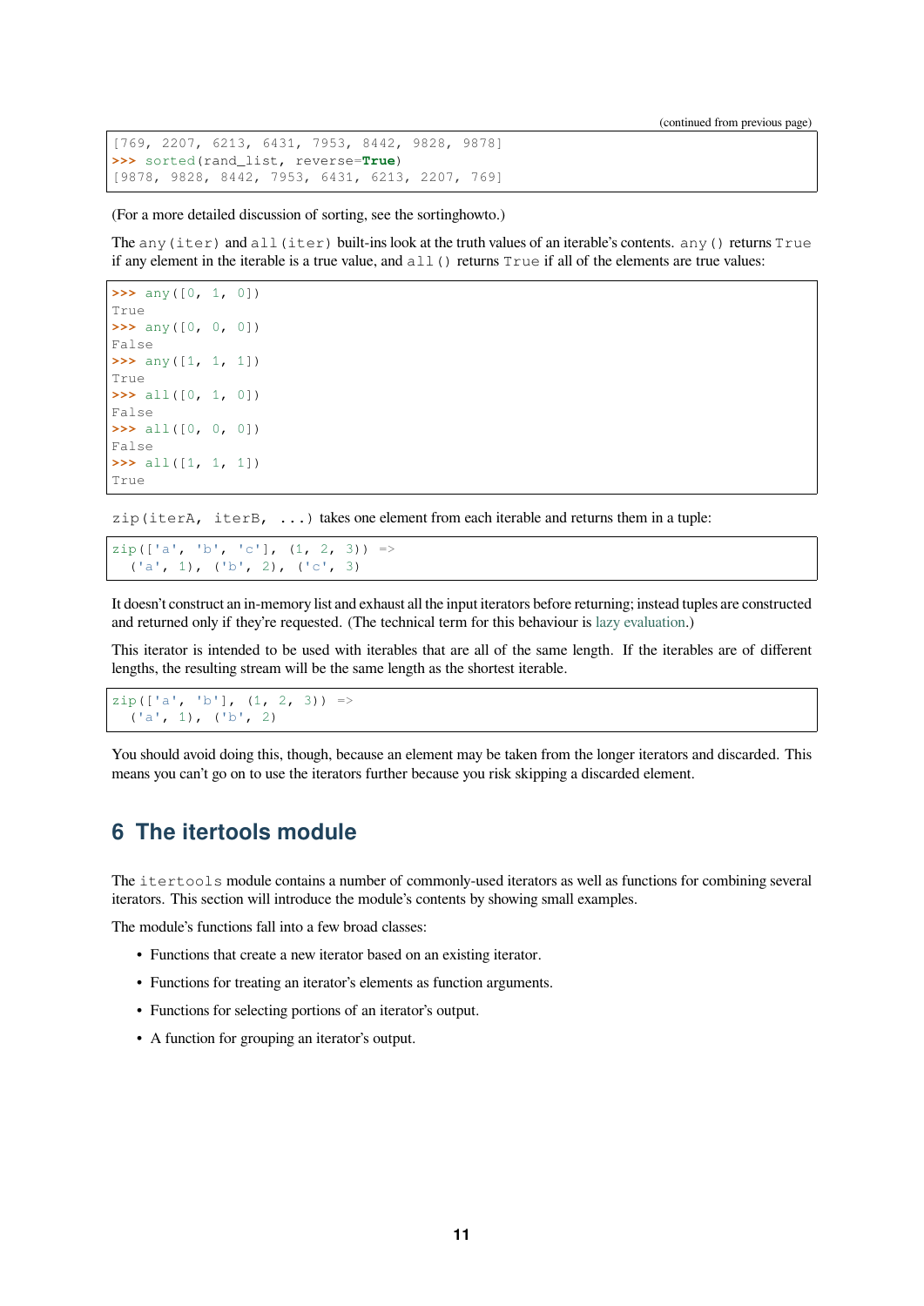```
[769, 2207, 6213, 6431, 7953, 8442, 9828, 9878]
>>> sorted(rand_list, reverse=True)
[9878, 9828, 8442, 7953, 6431, 6213, 2207, 769]
```

(For a more detailed discussion of sorting, see the sortinghowto.)

The `any(iter)` and `all(iter)` built-ins look at the truth values of an iterable's contents. `any()` returns `True` if any element in the iterable is a true value, and `all()` returns `True` if all of the elements are true values:

```
>>> any([0, 1, 0])
True
>>> any([0, 0, 0])
False
>>> any([1, 1, 1])
True
>>> all([0, 1, 0])
False
>>> all([0, 0, 0])
False
>>> all([1, 1, 1])
True
```

`zip(iterA, iterB, ...)` takes one element from each iterable and returns them in a tuple:

```
zip(['a', 'b', 'c'], (1, 2, 3)) =>
  ('a', 1), ('b', 2), ('c', 3)
```

It doesn't construct an in-memory list and exhaust all the input iterators before returning; instead tuples are constructed and returned only if they're requested. (The technical term for this behaviour is lazy evaluation.)

This iterator is intended to be used with iterables that are all of the same length. If the iterables are of different lengths, the resulting stream will be the same length as the shortest iterable.

```
zip(['a', 'b'], (1, 2, 3)) =>
  ('a', 1), ('b', 2)
```

You should avoid doing this, though, because an element may be taken from the longer iterators and discarded. This means you can't go on to use the iterators further because you risk skipping a discarded element.

## 6 The itertools module

The `itertools` module contains a number of commonly-used iterators as well as functions for combining several iterators. This section will introduce the module's contents by showing small examples.

The module's functions fall into a few broad classes:

- Functions that create a new iterator based on an existing iterator.
- Functions for treating an iterator's elements as function arguments.
- Functions for selecting portions of an iterator's output.
- A function for grouping an iterator's output.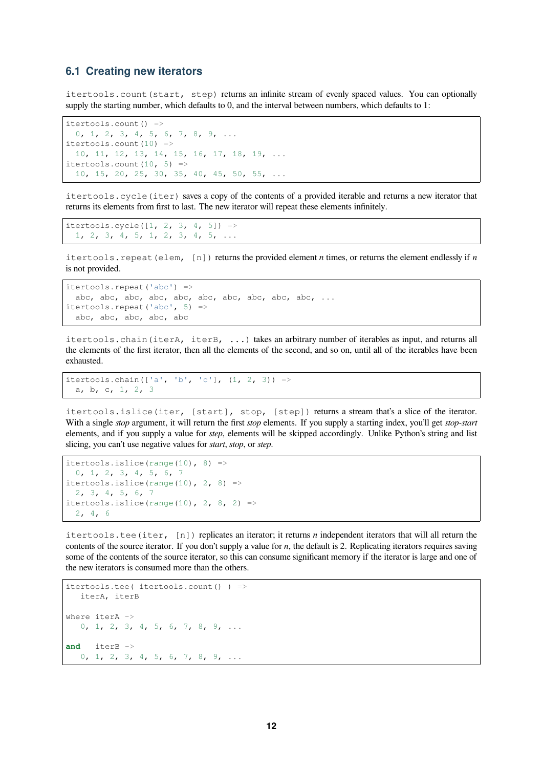## 6.1 Creating new iterators

`itertools.count(start, step)` returns an infinite stream of evenly spaced values. You can optionally supply the starting number, which defaults to 0, and the interval between numbers, which defaults to 1:

```
itertools.count() =>
  0, 1, 2, 3, 4, 5, 6, 7, 8, 9, ...
itertools.count(10) =>
  10, 11, 12, 13, 14, 15, 16, 17, 18, 19, ...
itertools.count(10, 5) =>
  10, 15, 20, 25, 30, 35, 40, 45, 50, 55, ...
```

`itertools.cycle(iter)` saves a copy of the contents of a provided iterable and returns a new iterator that returns its elements from first to last. The new iterator will repeat these elements infinitely.

```
itertools.cycle([1, 2, 3, 4, 5]) =>
  1, 2, 3, 4, 5, 1, 2, 3, 4, 5, ...
```

`itertools.repeat(elem, [n])` returns the provided element *n* times, or returns the element endlessly if *n* is not provided.

```
itertools.repeat('abc') =>
  abc, abc, abc, abc, abc, abc, abc, abc, abc, abc, ...
itertools.repeat('abc', 5) =>
  abc, abc, abc, abc, abc
```

`itertools.chain(iterA, iterB, ...)` takes an arbitrary number of iterables as input, and returns all the elements of the first iterator, then all the elements of the second, and so on, until all of the iterables have been exhausted.

```
itertools.chain(['a', 'b', 'c'], (1, 2, 3)) =>
  a, b, c, 1, 2, 3
```

`itertools.islice(iter, [start], stop, [step])` returns a stream that's a slice of the iterator. With a single *stop* argument, it will return the first *stop* elements. If you supply a starting index, you'll get *stop-start* elements, and if you supply a value for *step*, elements will be skipped accordingly. Unlike Python's string and list slicing, you can't use negative values for *start*, *stop*, or *step*.

```
itertools.islice(range(10), 8) =>
  0, 1, 2, 3, 4, 5, 6, 7
itertools.islice(range(10), 2, 8) =>
  2, 3, 4, 5, 6, 7
itertools.islice(range(10), 2, 8, 2) =>
  2, 4, 6
```

`itertools.tee(iter, [n])` replicates an iterator; it returns *n* independent iterators that will all return the contents of the source iterator. If you don't supply a value for *n*, the default is 2. Replicating iterators requires saving some of the contents of the source iterator, so this can consume significant memory if the iterator is large and one of the new iterators is consumed more than the others.

```
itertools.tee( itertools.count() ) =>
   iterA, iterB

where iterA ->
   0, 1, 2, 3, 4, 5, 6, 7, 8, 9, ...

and   iterB ->
   0, 1, 2, 3, 4, 5, 6, 7, 8, 9, ...
```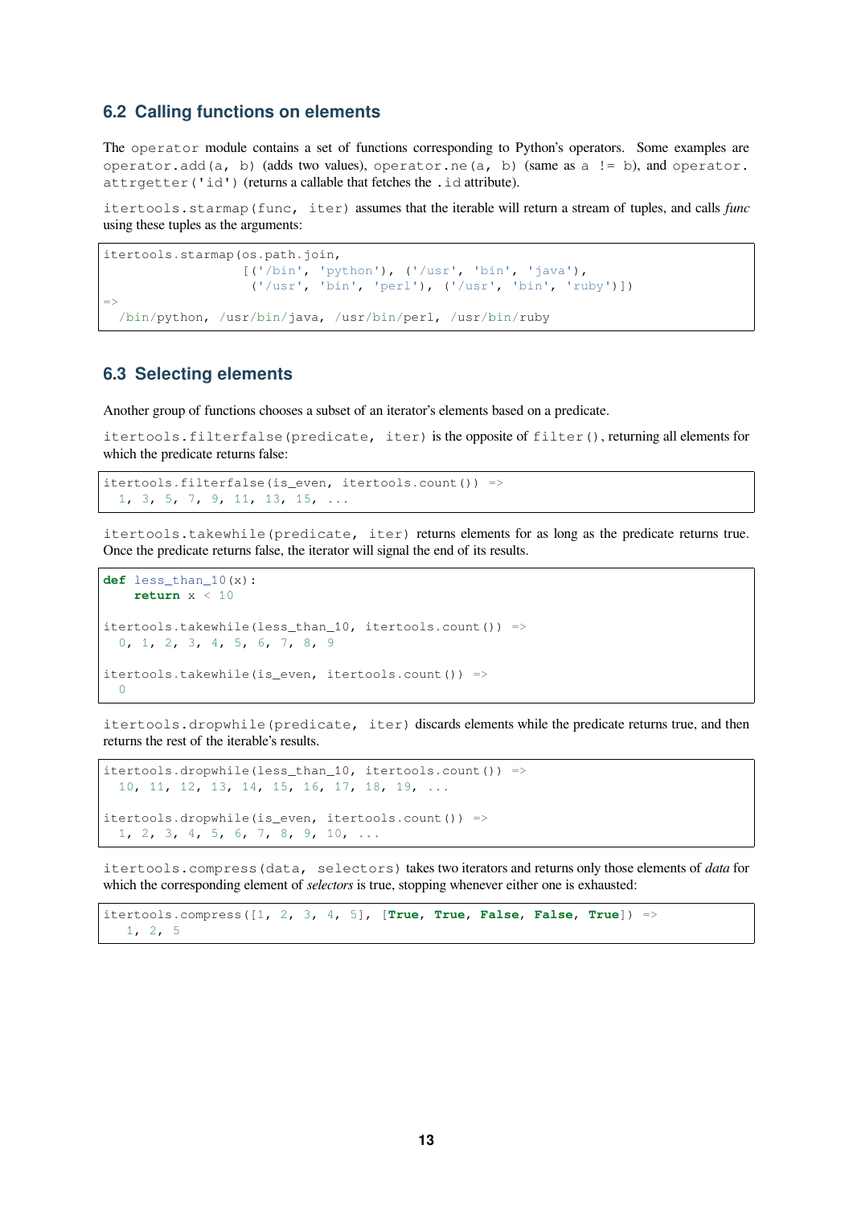## 6.2 Calling functions on elements

The `operator` module contains a set of functions corresponding to Python's operators. Some examples are `operator.add(a, b)` (adds two values), `operator.ne(a, b)` (same as `a != b`), and `operator.attrgetter('id')` (returns a callable that fetches the `.id` attribute).

`itertools.starmap(func, iter)` assumes that the iterable will return a stream of tuples, and calls *func* using these tuples as the arguments:

```
itertools.starmap(os.path.join,
                  [('/bin', 'python'), ('/usr', 'bin', 'java'),
                   ('/usr', 'bin', 'perl'), ('/usr', 'bin', 'ruby')])
=>
  /bin/python, /usr/bin/java, /usr/bin/perl, /usr/bin/ruby
```

## 6.3 Selecting elements

Another group of functions chooses a subset of an iterator's elements based on a predicate.

`itertools.filterfalse(predicate, iter)` is the opposite of `filter()`, returning all elements for which the predicate returns false:

```
itertools.filterfalse(is_even, itertools.count()) =>
  1, 3, 5, 7, 9, 11, 13, 15, ...
```

`itertools.takewhile(predicate, iter)` returns elements for as long as the predicate returns true. Once the predicate returns false, the iterator will signal the end of its results.

```
def less_than_10(x):
    return x < 10

itertools.takewhile(less_than_10, itertools.count()) =>
  0, 1, 2, 3, 4, 5, 6, 7, 8, 9

itertools.takewhile(is_even, itertools.count()) =>
  0
```

`itertools.dropwhile(predicate, iter)` discards elements while the predicate returns true, and then returns the rest of the iterable's results.

```
itertools.dropwhile(less_than_10, itertools.count()) =>
  10, 11, 12, 13, 14, 15, 16, 17, 18, 19, ...

itertools.dropwhile(is_even, itertools.count()) =>
  1, 2, 3, 4, 5, 6, 7, 8, 9, 10, ...
```

`itertools.compress(data, selectors)` takes two iterators and returns only those elements of *data* for which the corresponding element of *selectors* is true, stopping whenever either one is exhausted:

```
itertools.compress([1, 2, 3, 4, 5], [True, True, False, False, True]) =>
   1, 2, 5
```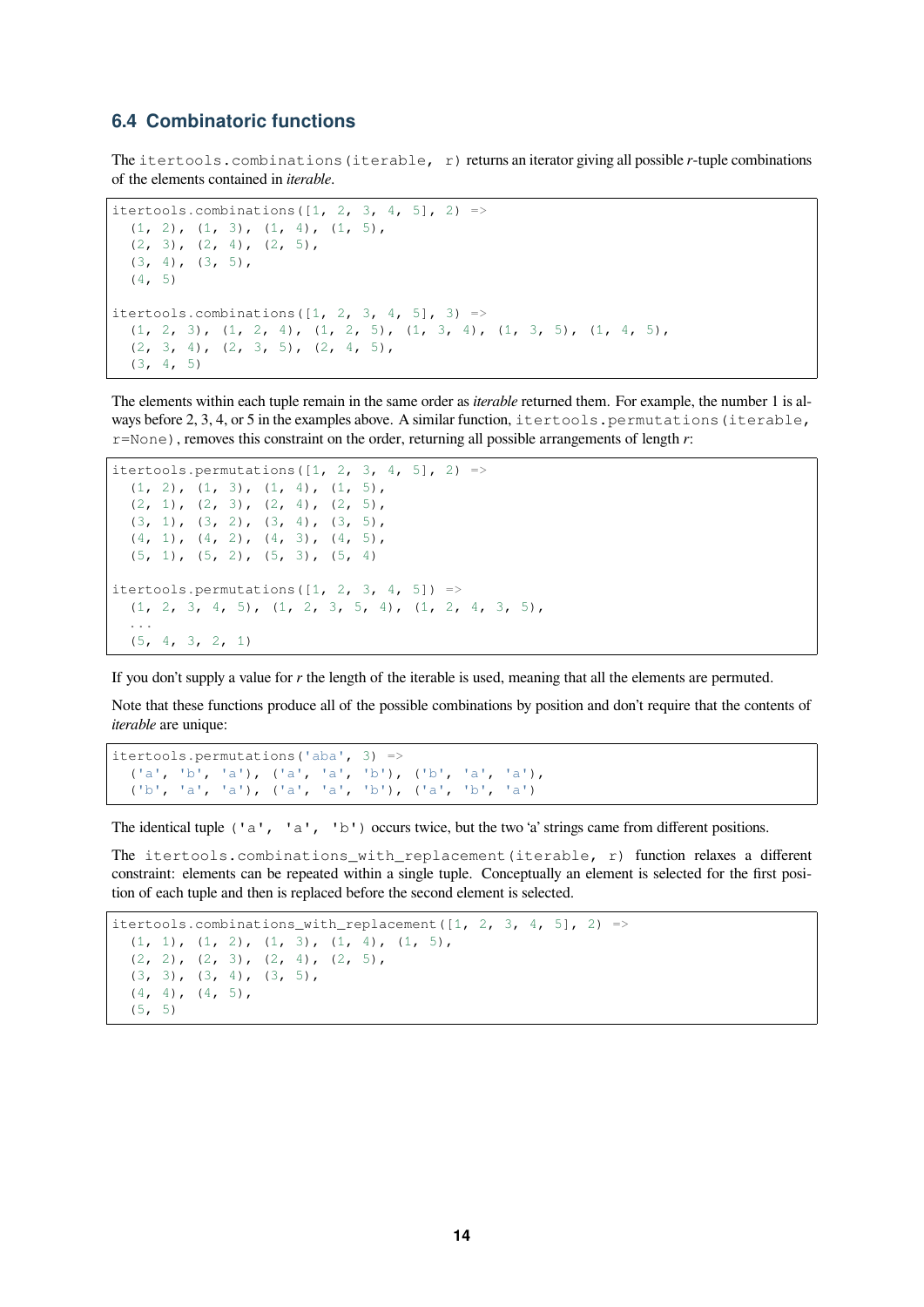## 6.4 Combinatoric functions

The `itertools.combinations(iterable, r)` returns an iterator giving all possible *r*-tuple combinations of the elements contained in *iterable*.

```
itertools.combinations([1, 2, 3, 4, 5], 2) =>
  (1, 2), (1, 3), (1, 4), (1, 5),
  (2, 3), (2, 4), (2, 5),
  (3, 4), (3, 5),
  (4, 5)

itertools.combinations([1, 2, 3, 4, 5], 3) =>
  (1, 2, 3), (1, 2, 4), (1, 2, 5), (1, 3, 4), (1, 3, 5), (1, 4, 5),
  (2, 3, 4), (2, 3, 5), (2, 4, 5),
  (3, 4, 5)
```

The elements within each tuple remain in the same order as *iterable* returned them. For example, the number 1 is always before 2, 3, 4, or 5 in the examples above. A similar function, `itertools.permutations(iterable, r=None)`, removes this constraint on the order, returning all possible arrangements of length *r*:

```
itertools.permutations([1, 2, 3, 4, 5], 2) =>
  (1, 2), (1, 3), (1, 4), (1, 5),
  (2, 1), (2, 3), (2, 4), (2, 5),
  (3, 1), (3, 2), (3, 4), (3, 5),
  (4, 1), (4, 2), (4, 3), (4, 5),
  (5, 1), (5, 2), (5, 3), (5, 4)

itertools.permutations([1, 2, 3, 4, 5]) =>
  (1, 2, 3, 4, 5), (1, 2, 3, 5, 4), (1, 2, 4, 3, 5),
  ...
  (5, 4, 3, 2, 1)
```

If you don't supply a value for *r* the length of the iterable is used, meaning that all the elements are permuted.

Note that these functions produce all of the possible combinations by position and don't require that the contents of *iterable* are unique:

```
itertools.permutations('aba', 3) =>
  ('a', 'b', 'a'), ('a', 'a', 'b'), ('b', 'a', 'a'),
  ('b', 'a', 'a'), ('a', 'a', 'b'), ('a', 'b', 'a')
```

The identical tuple `('a', 'a', 'b')` occurs twice, but the two 'a' strings came from different positions.

The `itertools.combinations_with_replacement(iterable, r)` function relaxes a different constraint: elements can be repeated within a single tuple. Conceptually an element is selected for the first position of each tuple and then is replaced before the second element is selected.

```
itertools.combinations_with_replacement([1, 2, 3, 4, 5], 2) =>
  (1, 1), (1, 2), (1, 3), (1, 4), (1, 5),
  (2, 2), (2, 3), (2, 4), (2, 5),
  (3, 3), (3, 4), (3, 5),
  (4, 4), (4, 5),
  (5, 5)
```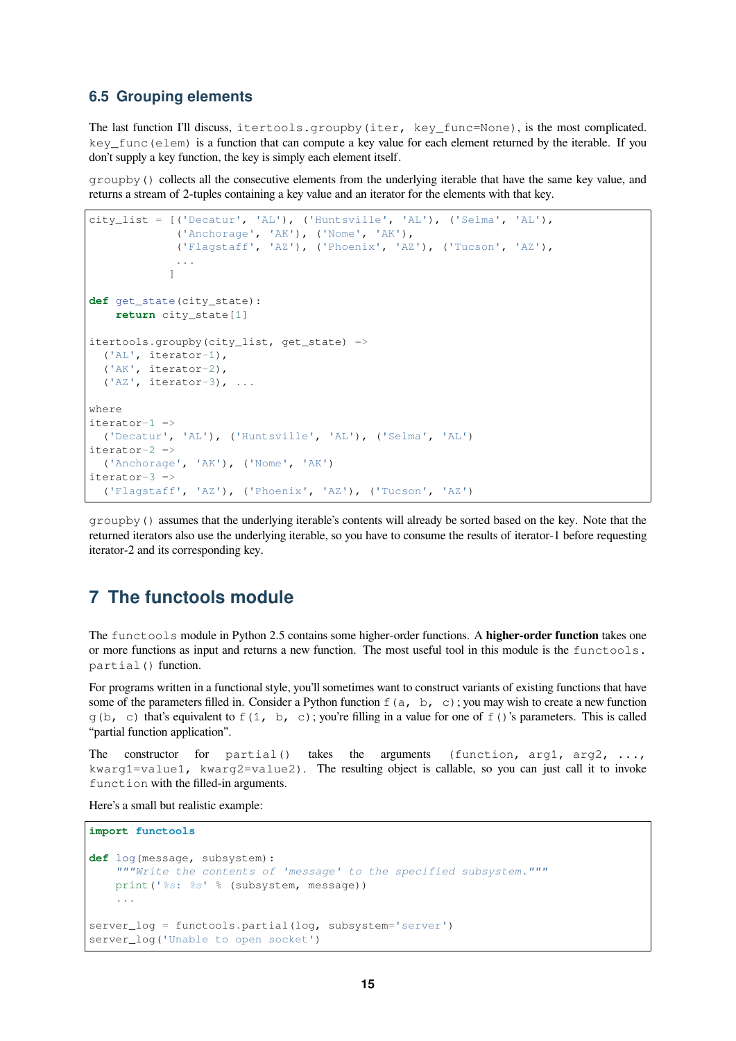### 6.5 Grouping elements

The last function I'll discuss, `itertools.groupby(iter, key_func=None)`, is the most complicated. `key_func(elem)` is a function that can compute a key value for each element returned by the iterable. If you don't supply a key function, the key is simply each element itself.

`groupby()` collects all the consecutive elements from the underlying iterable that have the same key value, and returns a stream of 2-tuples containing a key value and an iterator for the elements with that key.

```
city_list = [('Decatur', 'AL'), ('Huntsville', 'AL'), ('Selma', 'AL'),
             ('Anchorage', 'AK'), ('Nome', 'AK'),
             ('Flagstaff', 'AZ'), ('Phoenix', 'AZ'), ('Tucson', 'AZ'),
             ...
            ]

def get_state(city_state):
    return city_state[1]

itertools.groupby(city_list, get_state) =>
  ('AL', iterator-1),
  ('AK', iterator-2),
  ('AZ', iterator-3), ...

where
iterator-1 =>
  ('Decatur', 'AL'), ('Huntsville', 'AL'), ('Selma', 'AL')
iterator-2 =>
  ('Anchorage', 'AK'), ('Nome', 'AK')
iterator-3 =>
  ('Flagstaff', 'AZ'), ('Phoenix', 'AZ'), ('Tucson', 'AZ')
```

`groupby()` assumes that the underlying iterable's contents will already be sorted based on the key. Note that the returned iterators also use the underlying iterable, so you have to consume the results of iterator-1 before requesting iterator-2 and its corresponding key.

## 7 The functools module

The `functools` module in Python 2.5 contains some higher-order functions. A **higher-order function** takes one or more functions as input and returns a new function. The most useful tool in this module is the `functools.partial()` function.

For programs written in a functional style, you'll sometimes want to construct variants of existing functions that have some of the parameters filled in. Consider a Python function `f(a, b, c)`; you may wish to create a new function `g(b, c)` that's equivalent to `f(1, b, c)`; you're filling in a value for one of `f()`'s parameters. This is called "partial function application".

The constructor for `partial()` takes the arguments `(function, arg1, arg2, ..., kwarg1=value1, kwarg2=value2)`. The resulting object is callable, so you can just call it to invoke `function` with the filled-in arguments.

Here's a small but realistic example:

```
import functools

def log(message, subsystem):
    """Write the contents of 'message' to the specified subsystem."""
    print('%s: %s' % (subsystem, message))
    ...

server_log = functools.partial(log, subsystem='server')
server_log('Unable to open socket')
```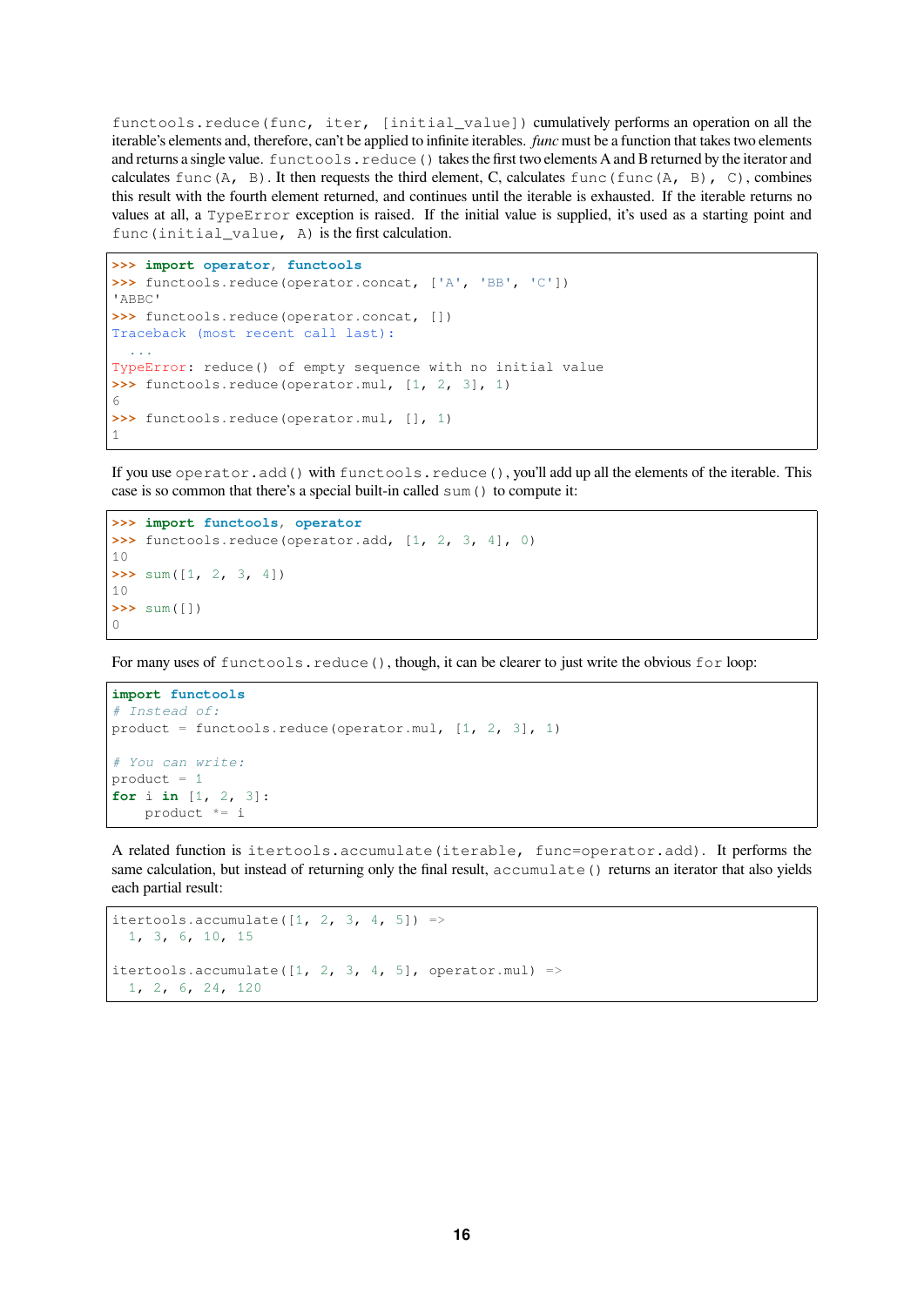`functools.reduce(func, iter, [initial_value])` cumulatively performs an operation on all the iterable's elements and, therefore, can't be applied to infinite iterables. *func* must be a function that takes two elements and returns a single value. `functools.reduce()` takes the first two elements A and B returned by the iterator and calculates `func(A, B)`. It then requests the third element, C, calculates `func(func(A, B), C)`, combines this result with the fourth element returned, and continues until the iterable is exhausted. If the iterable returns no values at all, a `TypeError` exception is raised. If the initial value is supplied, it's used as a starting point and `func(initial_value, A)` is the first calculation.

```
>>> import operator, functools
>>> functools.reduce(operator.concat, ['A', 'BB', 'C'])
'ABBC'
>>> functools.reduce(operator.concat, [])
Traceback (most recent call last):
  ...
TypeError: reduce() of empty sequence with no initial value
>>> functools.reduce(operator.mul, [1, 2, 3], 1)
6
>>> functools.reduce(operator.mul, [], 1)
1
```

If you use `operator.add()` with `functools.reduce()`, you'll add up all the elements of the iterable. This case is so common that there's a special built-in called `sum()` to compute it:

```
>>> import functools, operator
>>> functools.reduce(operator.add, [1, 2, 3, 4], 0)
10
>>> sum([1, 2, 3, 4])
10
>>> sum([])
0
```

For many uses of `functools.reduce()`, though, it can be clearer to just write the obvious `for` loop:

```
import functools
# Instead of:
product = functools.reduce(operator.mul, [1, 2, 3], 1)

# You can write:
product = 1
for i in [1, 2, 3]:
    product *= i
```

A related function is `itertools.accumulate(iterable, func=operator.add)`. It performs the same calculation, but instead of returning only the final result, `accumulate()` returns an iterator that also yields each partial result:

```
itertools.accumulate([1, 2, 3, 4, 5]) =>
  1, 3, 6, 10, 15

itertools.accumulate([1, 2, 3, 4, 5], operator.mul) =>
  1, 2, 6, 24, 120
```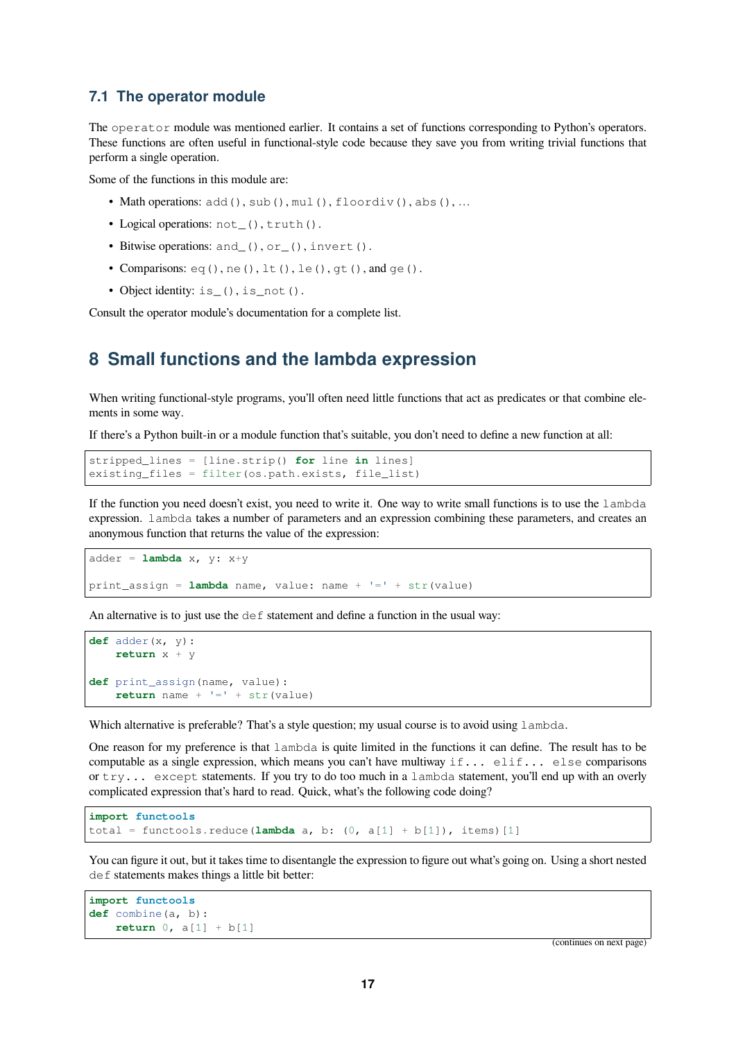### 7.1 The operator module

The `operator` module was mentioned earlier. It contains a set of functions corresponding to Python's operators. These functions are often useful in functional-style code because they save you from writing trivial functions that perform a single operation.

Some of the functions in this module are:

- Math operations: `add()`, `sub()`, `mul()`, `floordiv()`, `abs()`, ...
- Logical operations: `not_()`, `truth()`.
- Bitwise operations: `and_()`, `or_()`, `invert()`.
- Comparisons: `eq()`, `ne()`, `lt()`, `le()`, `gt()`, and `ge()`.
- Object identity: `is_()`, `is_not()`.

Consult the operator module's documentation for a complete list.

## 8 Small functions and the lambda expression

When writing functional-style programs, you'll often need little functions that act as predicates or that combine elements in some way.

If there's a Python built-in or a module function that's suitable, you don't need to define a new function at all:

```
stripped_lines = [line.strip() for line in lines]
existing_files = filter(os.path.exists, file_list)
```

If the function you need doesn't exist, you need to write it. One way to write small functions is to use the `lambda` expression. `lambda` takes a number of parameters and an expression combining these parameters, and creates an anonymous function that returns the value of the expression:

```
adder = lambda x, y: x+y

print_assign = lambda name, value: name + '=' + str(value)
```

An alternative is to just use the `def` statement and define a function in the usual way:

```
def adder(x, y):
    return x + y

def print_assign(name, value):
    return name + '=' + str(value)
```

Which alternative is preferable? That's a style question; my usual course is to avoid using `lambda`.

One reason for my preference is that `lambda` is quite limited in the functions it can define. The result has to be computable as a single expression, which means you can't have multiway `if... elif... else` comparisons or `try... except` statements. If you try to do too much in a `lambda` statement, you'll end up with an overly complicated expression that's hard to read. Quick, what's the following code doing?

```
import functools
total = functools.reduce(lambda a, b: (0, a[1] + b[1]), items)[1]
```

You can figure it out, but it takes time to disentangle the expression to figure out what's going on. Using a short nested `def` statements makes things a little bit better:

```
import functools
def combine(a, b):
    return 0, a[1] + b[1]
```

(continues on next page)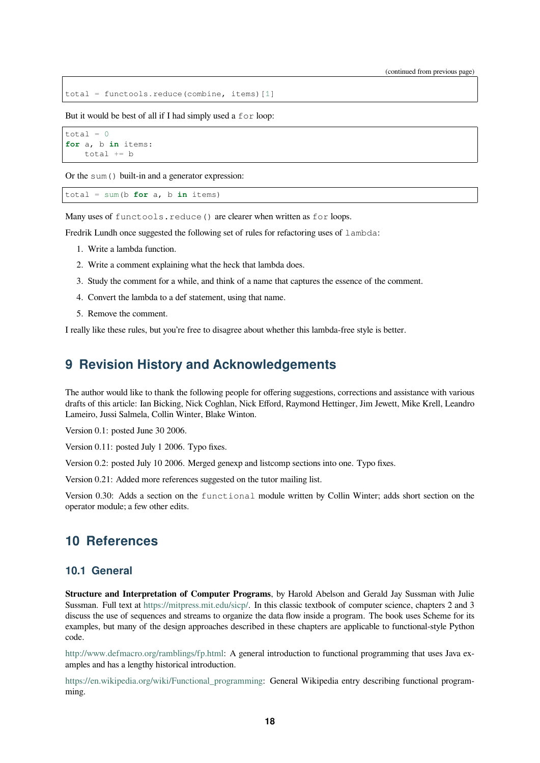```
total = functools.reduce(combine, items)[1]
```

But it would be best of all if I had simply used a `for` loop:

```
total = 0
for a, b in items:
    total += b
```

Or the `sum()` built-in and a generator expression:

```
total = sum(b for a, b in items)
```

Many uses of `functools.reduce()` are clearer when written as `for` loops.

Fredrik Lundh once suggested the following set of rules for refactoring uses of `lambda`:

1. Write a lambda function.
2. Write a comment explaining what the heck that lambda does.
3. Study the comment for a while, and think of a name that captures the essence of the comment.
4. Convert the lambda to a def statement, using that name.
5. Remove the comment.

I really like these rules, but you're free to disagree about whether this lambda-free style is better.

# 9 Revision History and Acknowledgements

The author would like to thank the following people for offering suggestions, corrections and assistance with various drafts of this article: Ian Bicking, Nick Coghlan, Nick Efford, Raymond Hettinger, Jim Jewett, Mike Krell, Leandro Lameiro, Jussi Salmela, Collin Winter, Blake Winton.

Version 0.1: posted June 30 2006.

Version 0.11: posted July 1 2006. Typo fixes.

Version 0.2: posted July 10 2006. Merged genexp and listcomp sections into one. Typo fixes.

Version 0.21: Added more references suggested on the tutor mailing list.

Version 0.30: Adds a section on the `functional` module written by Collin Winter; adds short section on the operator module; a few other edits.

# 10 References

## 10.1 General

**Structure and Interpretation of Computer Programs**, by Harold Abelson and Gerald Jay Sussman with Julie Sussman. Full text at https://mitpress.mit.edu/sicp/. In this classic textbook of computer science, chapters 2 and 3 discuss the use of sequences and streams to organize the data flow inside a program. The book uses Scheme for its examples, but many of the design approaches described in these chapters are applicable to functional-style Python code.

http://www.defmacro.org/ramblings/fp.html: A general introduction to functional programming that uses Java examples and has a lengthy historical introduction.

https://en.wikipedia.org/wiki/Functional_programming: General Wikipedia entry describing functional programming.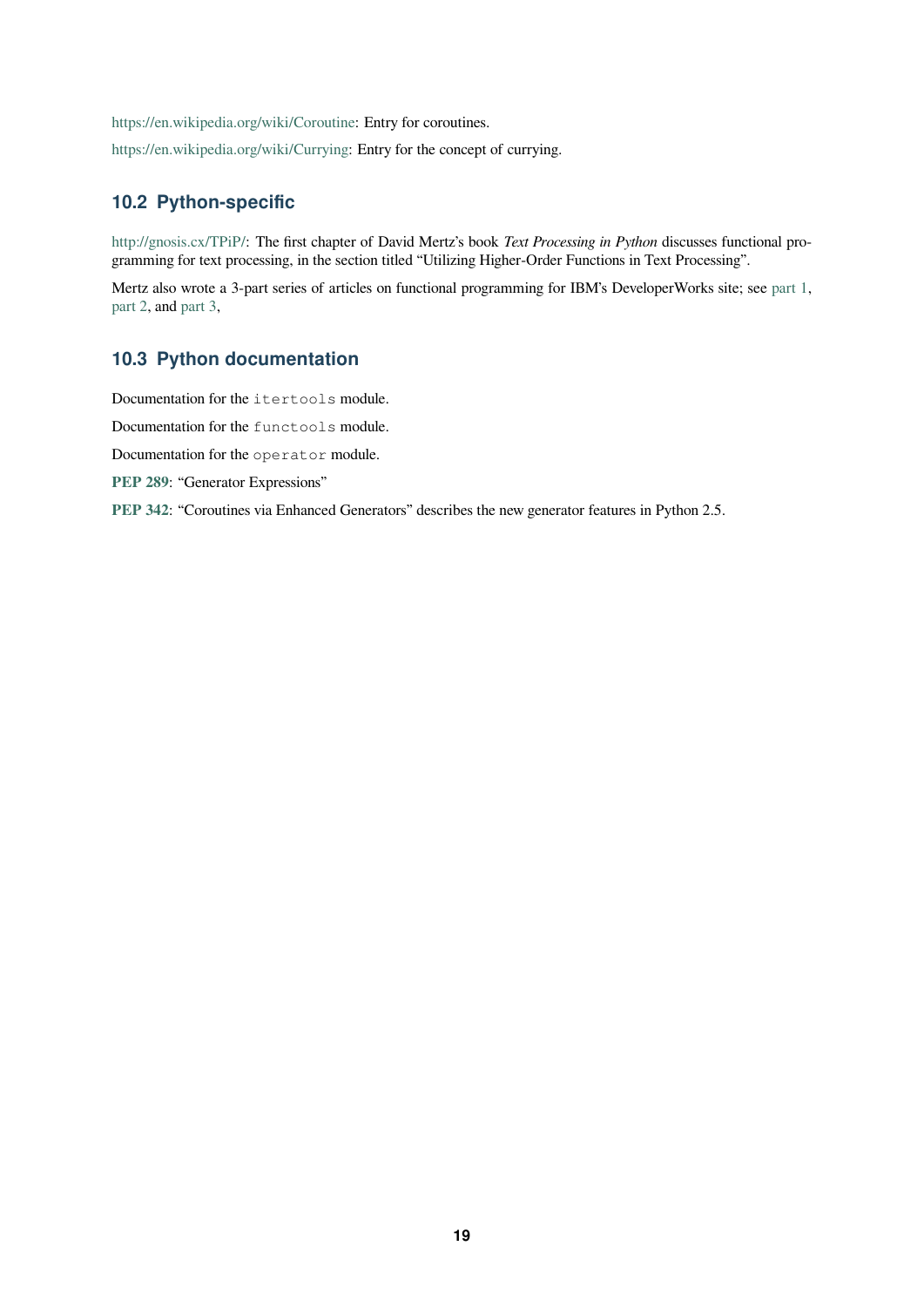https://en.wikipedia.org/wiki/Coroutine: Entry for coroutines.

https://en.wikipedia.org/wiki/Currying: Entry for the concept of currying.

## 10.2 Python-specific

http://gnosis.cx/TPiP/: The first chapter of David Mertz's book *Text Processing in Python* discusses functional programming for text processing, in the section titled "Utilizing Higher-Order Functions in Text Processing".

Mertz also wrote a 3-part series of articles on functional programming for IBM's DeveloperWorks site; see part 1, part 2, and part 3,

## 10.3 Python documentation

Documentation for the `itertools` module.

Documentation for the `functools` module.

Documentation for the `operator` module.

**PEP 289**: "Generator Expressions"

**PEP 342**: "Coroutines via Enhanced Generators" describes the new generator features in Python 2.5.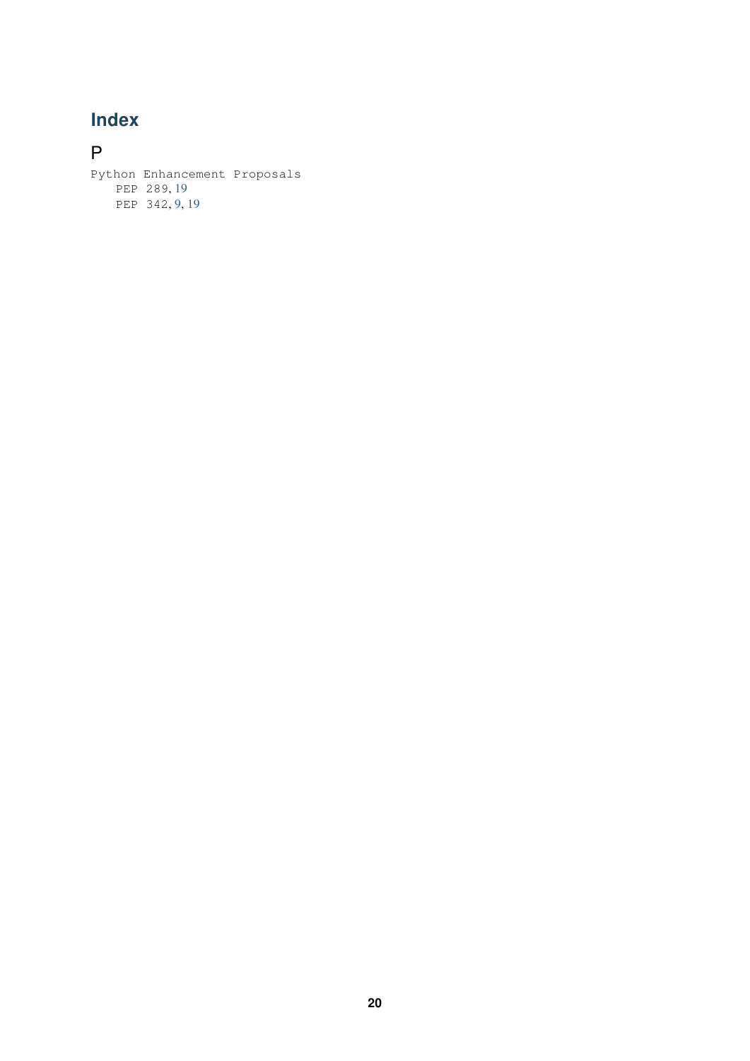# Index

## P

Python Enhancement Proposals
- PEP 289, 19
- PEP 342, 9, 19